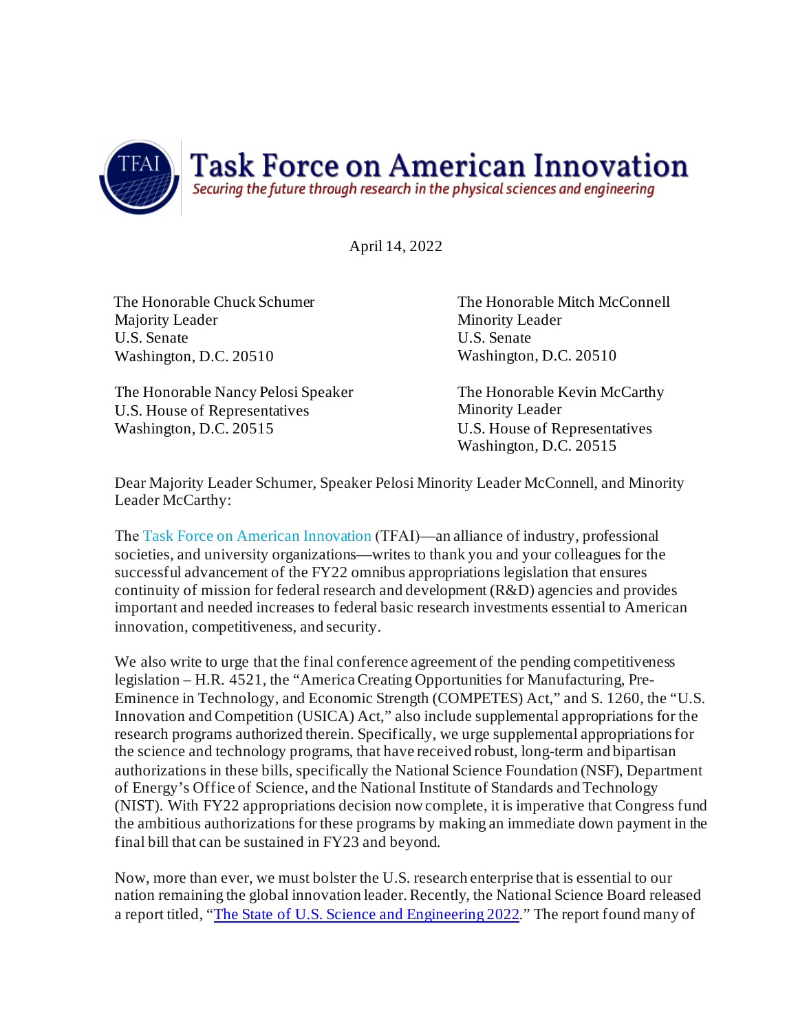# Task Force on American Innovation

*Securing the future through research in the physical sciences and engineering*

April 14, 2022

The Honorable Chuck Schumer
Majority Leader
U.S. Senate
Washington, D.C. 20510

The Honorable Mitch McConnell
Minority Leader
U.S. Senate
Washington, D.C. 20510

The Honorable Nancy Pelosi Speaker
U.S. House of Representatives
Washington, D.C. 20515

The Honorable Kevin McCarthy
Minority Leader
U.S. House of Representatives
Washington, D.C. 20515

Dear Majority Leader Schumer, Speaker Pelosi Minority Leader McConnell, and Minority Leader McCarthy:

The Task Force on American Innovation (TFAI)—an alliance of industry, professional societies, and university organizations—writes to thank you and your colleagues for the successful advancement of the FY22 omnibus appropriations legislation that ensures continuity of mission for federal research and development (R&D) agencies and provides important and needed increases to federal basic research investments essential to American innovation, competitiveness, and security.

We also write to urge that the final conference agreement of the pending competitiveness legislation – H.R. 4521, the "America Creating Opportunities for Manufacturing, Pre-Eminence in Technology, and Economic Strength (COMPETES) Act," and S. 1260, the "U.S. Innovation and Competition (USICA) Act," also include supplemental appropriations for the research programs authorized therein. Specifically, we urge supplemental appropriations for the science and technology programs, that have received robust, long-term and bipartisan authorizations in these bills, specifically the National Science Foundation (NSF), Department of Energy's Office of Science, and the National Institute of Standards and Technology (NIST). With FY22 appropriations decision now complete, it is imperative that Congress fund the ambitious authorizations for these programs by making an immediate down payment in the final bill that can be sustained in FY23 and beyond.

Now, more than ever, we must bolster the U.S. research enterprise that is essential to our nation remaining the global innovation leader. Recently, the National Science Board released a report titled, "The State of U.S. Science and Engineering 2022." The report found many of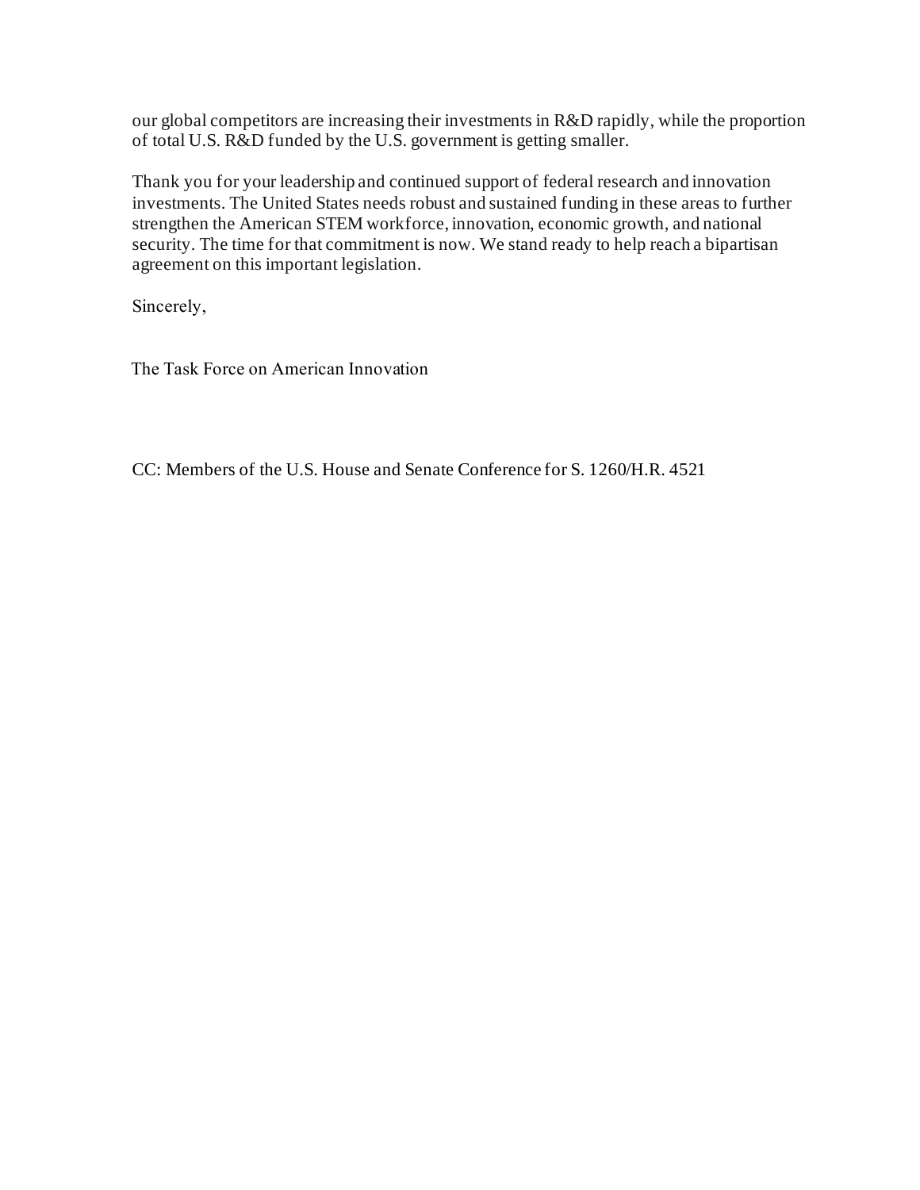our global competitors are increasing their investments in R&D rapidly, while the proportion of total U.S. R&D funded by the U.S. government is getting smaller.

Thank you for your leadership and continued support of federal research and innovation investments. The United States needs robust and sustained funding in these areas to further strengthen the American STEM workforce, innovation, economic growth, and national security. The time for that commitment is now. We stand ready to help reach a bipartisan agreement on this important legislation.

Sincerely,

The Task Force on American Innovation

CC: Members of the U.S. House and Senate Conference for S. 1260/H.R. 4521